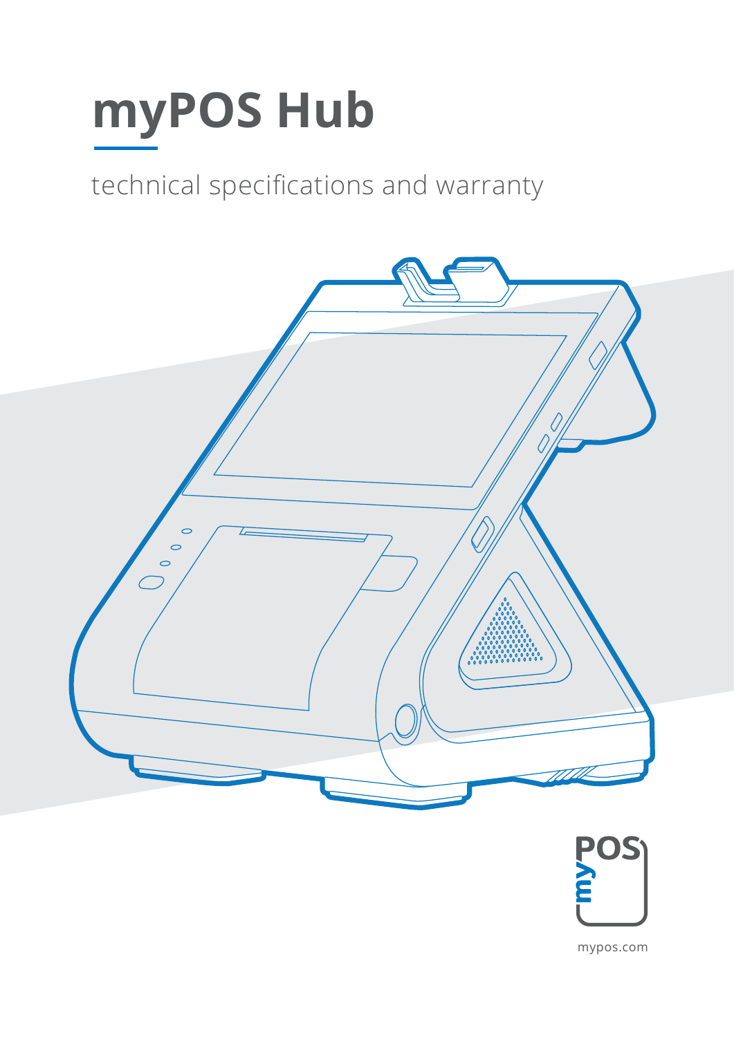# myPOS Hub

technical specifications and warranty

mypos.com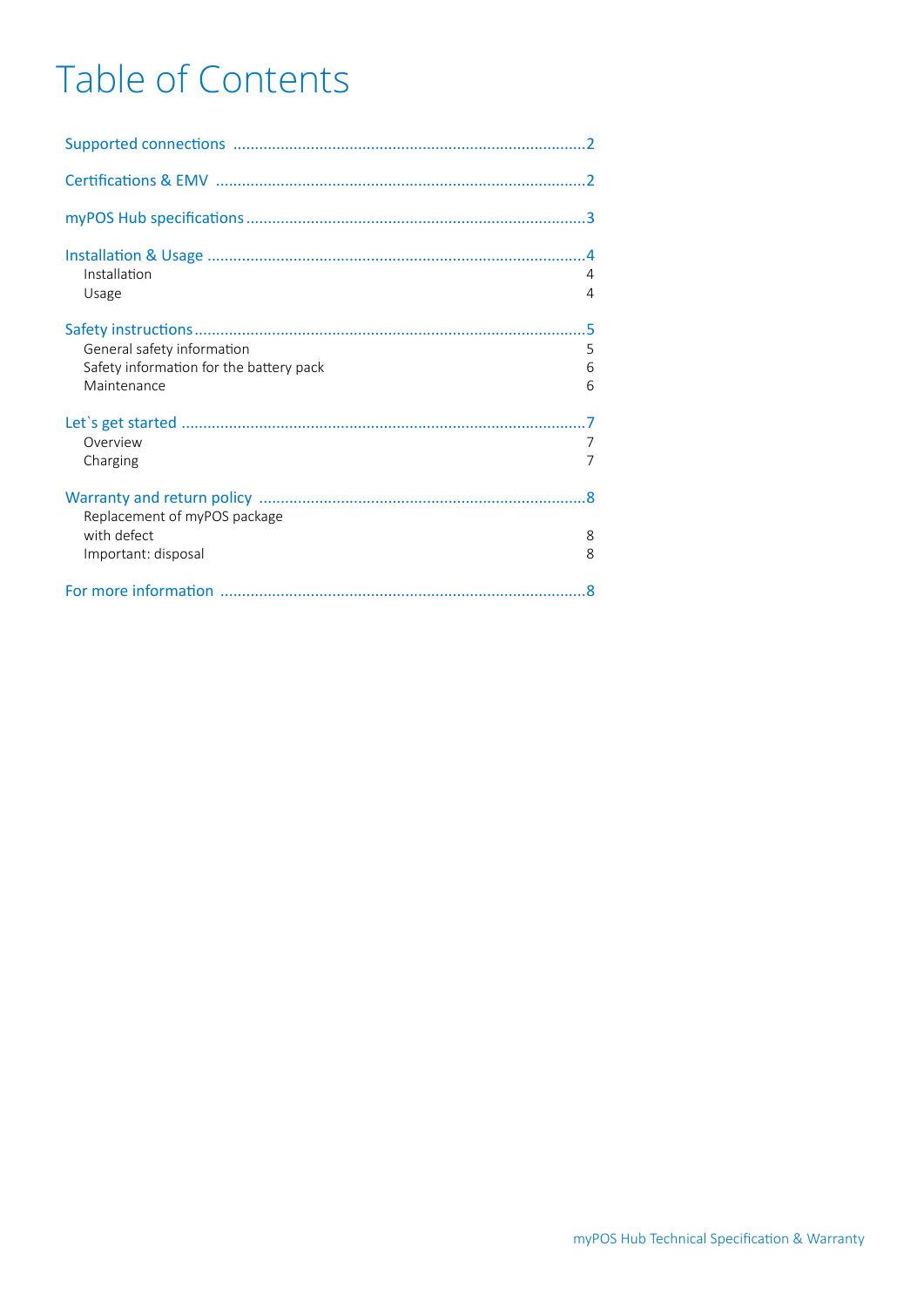# Table of Contents

Supported connections ....................................................................................2

Certifications & EMV ......................................................................................2

myPOS Hub specifications ..............................................................................3

Installation & Usage ........................................................................................4
- Installation 4
- Usage 4

Safety instructions ..........................................................................................5
- General safety information 5
- Safety information for the battery pack 6
- Maintenance 6

Let`s get started ..............................................................................................7
- Overview 7
- Charging 7

Warranty and return policy ............................................................................8
- Replacement of myPOS package with defect 8
- Important: disposal 8

For more information .....................................................................................8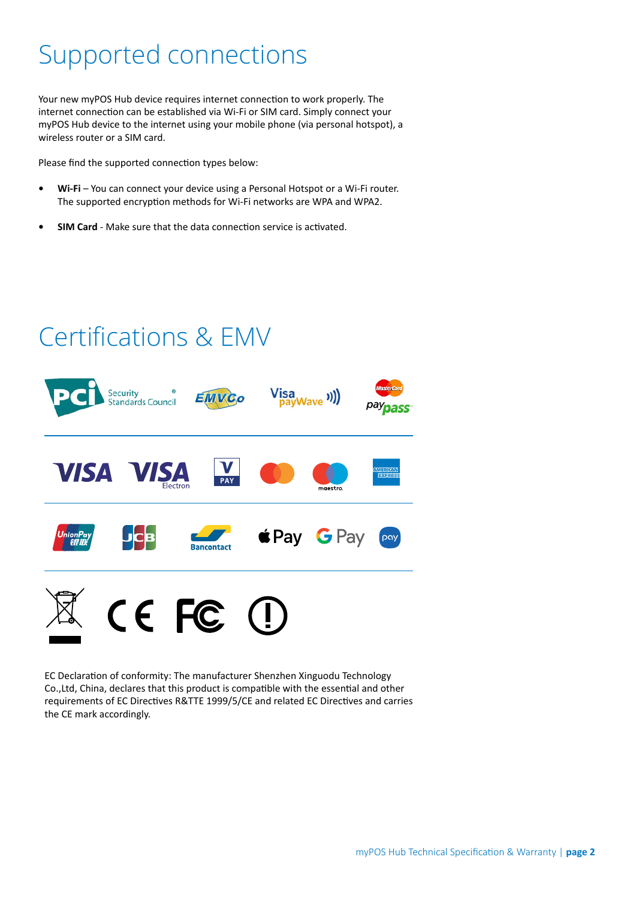# Supported connections

Your new myPOS Hub device requires internet connection to work properly. The internet connection can be established via Wi-Fi or SIM card. Simply connect your myPOS Hub device to the internet using your mobile phone (via personal hotspot), a wireless router or a SIM card.

Please find the supported connection types below:

- **Wi-Fi** – You can connect your device using a Personal Hotspot or a Wi-Fi router. The supported encryption methods for Wi-Fi networks are WPA and WPA2.
- **SIM Card** - Make sure that the data connection service is activated.

# Certifications & EMV

EC Declaration of conformity: The manufacturer Shenzhen Xinguodu Technology Co.,Ltd, China, declares that this product is compatible with the essential and other requirements of EC Directives R&TTE 1999/5/CE and related EC Directives and carries the CE mark accordingly.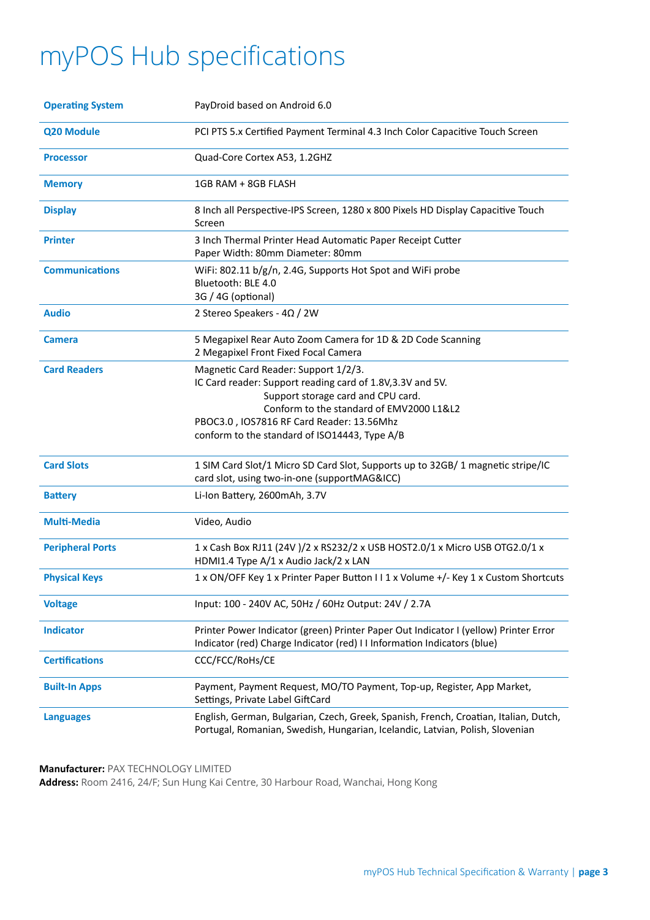# myPOS Hub specifications

| | |
|---|---|
| **Operating System** | PayDroid based on Android 6.0 |
| **Q20 Module** | PCI PTS 5.x Certified Payment Terminal 4.3 Inch Color Capacitive Touch Screen |
| **Processor** | Quad-Core Cortex A53, 1.2GHZ |
| **Memory** | 1GB RAM + 8GB FLASH |
| **Display** | 8 Inch all Perspective-IPS Screen, 1280 x 800 Pixels HD Display Capacitive Touch Screen |
| **Printer** | 3 Inch Thermal Printer Head Automatic Paper Receipt Cutter<br>Paper Width: 80mm Diameter: 80mm |
| **Communications** | WiFi: 802.11 b/g/n, 2.4G, Supports Hot Spot and WiFi probe<br>Bluetooth: BLE 4.0<br>3G / 4G (optional) |
| **Audio** | 2 Stereo Speakers - 4Ω / 2W |
| **Camera** | 5 Megapixel Rear Auto Zoom Camera for 1D & 2D Code Scanning<br>2 Megapixel Front Fixed Focal Camera |
| **Card Readers** | Magnetic Card Reader: Support 1/2/3.<br>IC Card reader: Support reading card of 1.8V,3.3V and 5V.<br>Support storage card and CPU card.<br>Conform to the standard of EMV2000 L1&L2<br>PBOC3.0 , IOS7816 RF Card Reader: 13.56Mhz<br>conform to the standard of ISO14443, Type A/B |
| **Card Slots** | 1 SIM Card Slot/1 Micro SD Card Slot, Supports up to 32GB/ 1 magnetic stripe/IC card slot, using two-in-one (supportMAG&ICC) |
| **Battery** | Li-Ion Battery, 2600mAh, 3.7V |
| **Multi-Media** | Video, Audio |
| **Peripheral Ports** | 1 x Cash Box RJ11 (24V )/2 x RS232/2 x USB HOST2.0/1 x Micro USB OTG2.0/1 x HDMI1.4 Type A/1 x Audio Jack/2 x LAN |
| **Physical Keys** | 1 x ON/OFF Key 1 x Printer Paper Button I I 1 x Volume +/- Key 1 x Custom Shortcuts |
| **Voltage** | Input: 100 - 240V AC, 50Hz / 60Hz Output: 24V / 2.7A |
| **Indicator** | Printer Power Indicator (green) Printer Paper Out Indicator I (yellow) Printer Error Indicator (red) Charge Indicator (red) I I Information Indicators (blue) |
| **Certifications** | CCC/FCC/RoHs/CE |
| **Built-In Apps** | Payment, Payment Request, MO/TO Payment, Top-up, Register, App Market, Settings, Private Label GiftCard |
| **Languages** | English, German, Bulgarian, Czech, Greek, Spanish, French, Croatian, Italian, Dutch, Portugal, Romanian, Swedish, Hungarian, Icelandic, Latvian, Polish, Slovenian |

**Manufacturer:** PAX TECHNOLOGY LIMITED
**Address:** Room 2416, 24/F; Sun Hung Kai Centre, 30 Harbour Road, Wanchai, Hong Kong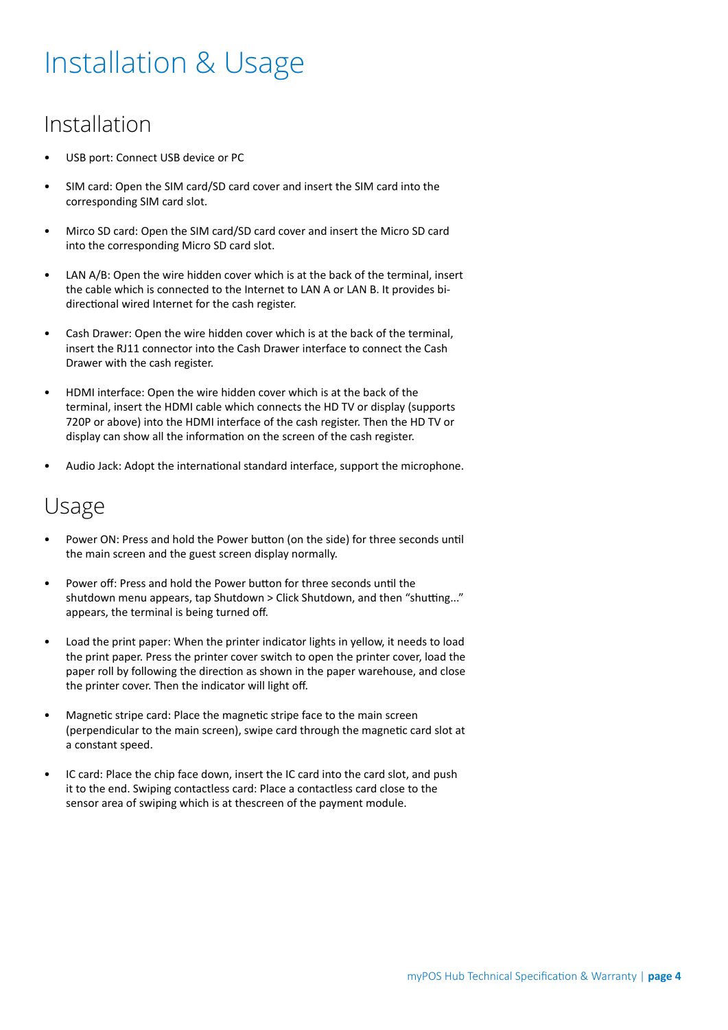# Installation & Usage

## Installation

- USB port: Connect USB device or PC
- SIM card: Open the SIM card/SD card cover and insert the SIM card into the corresponding SIM card slot.
- Mirco SD card: Open the SIM card/SD card cover and insert the Micro SD card into the corresponding Micro SD card slot.
- LAN A/B: Open the wire hidden cover which is at the back of the terminal, insert the cable which is connected to the Internet to LAN A or LAN B. It provides bi-directional wired Internet for the cash register.
- Cash Drawer: Open the wire hidden cover which is at the back of the terminal, insert the RJ11 connector into the Cash Drawer interface to connect the Cash Drawer with the cash register.
- HDMI interface: Open the wire hidden cover which is at the back of the terminal, insert the HDMI cable which connects the HD TV or display (supports 720P or above) into the HDMI interface of the cash register. Then the HD TV or display can show all the information on the screen of the cash register.
- Audio Jack: Adopt the international standard interface, support the microphone.

## Usage

- Power ON: Press and hold the Power button (on the side) for three seconds until the main screen and the guest screen display normally.
- Power off: Press and hold the Power button for three seconds until the shutdown menu appears, tap Shutdown > Click Shutdown, and then "shutting..." appears, the terminal is being turned off.
- Load the print paper: When the printer indicator lights in yellow, it needs to load the print paper. Press the printer cover switch to open the printer cover, load the paper roll by following the direction as shown in the paper warehouse, and close the printer cover. Then the indicator will light off.
- Magnetic stripe card: Place the magnetic stripe face to the main screen (perpendicular to the main screen), swipe card through the magnetic card slot at a constant speed.
- IC card: Place the chip face down, insert the IC card into the card slot, and push it to the end. Swiping contactless card: Place a contactless card close to the sensor area of swiping which is at thescreen of the payment module.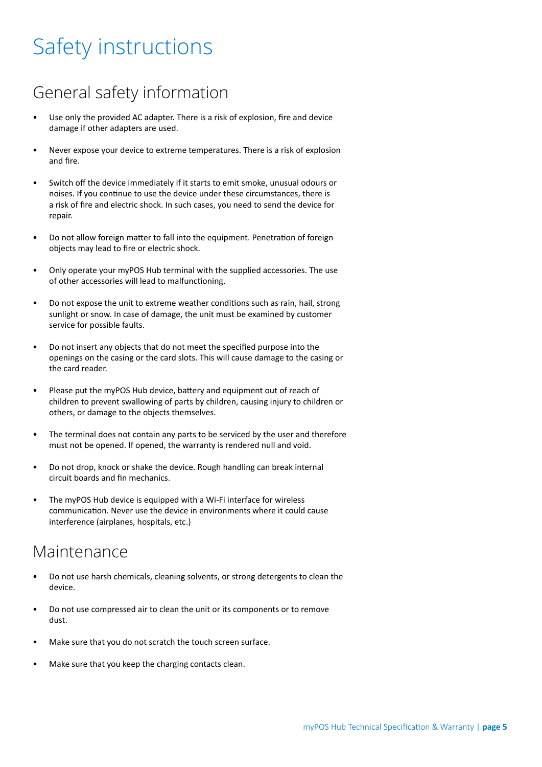# Safety instructions

## General safety information

- Use only the provided AC adapter. There is a risk of explosion, fire and device damage if other adapters are used.
- Never expose your device to extreme temperatures. There is a risk of explosion and fire.
- Switch off the device immediately if it starts to emit smoke, unusual odours or noises. If you continue to use the device under these circumstances, there is a risk of fire and electric shock. In such cases, you need to send the device for repair.
- Do not allow foreign matter to fall into the equipment. Penetration of foreign objects may lead to fire or electric shock.
- Only operate your myPOS Hub terminal with the supplied accessories. The use of other accessories will lead to malfunctioning.
- Do not expose the unit to extreme weather conditions such as rain, hail, strong sunlight or snow. In case of damage, the unit must be examined by customer service for possible faults.
- Do not insert any objects that do not meet the specified purpose into the openings on the casing or the card slots. This will cause damage to the casing or the card reader.
- Please put the myPOS Hub device, battery and equipment out of reach of children to prevent swallowing of parts by children, causing injury to children or others, or damage to the objects themselves.
- The terminal does not contain any parts to be serviced by the user and therefore must not be opened. If opened, the warranty is rendered null and void.
- Do not drop, knock or shake the device. Rough handling can break internal circuit boards and fin mechanics.
- The myPOS Hub device is equipped with a Wi-Fi interface for wireless communication. Never use the device in environments where it could cause interference (airplanes, hospitals, etc.)

## Maintenance

- Do not use harsh chemicals, cleaning solvents, or strong detergents to clean the device.
- Do not use compressed air to clean the unit or its components or to remove dust.
- Make sure that you do not scratch the touch screen surface.
- Make sure that you keep the charging contacts clean.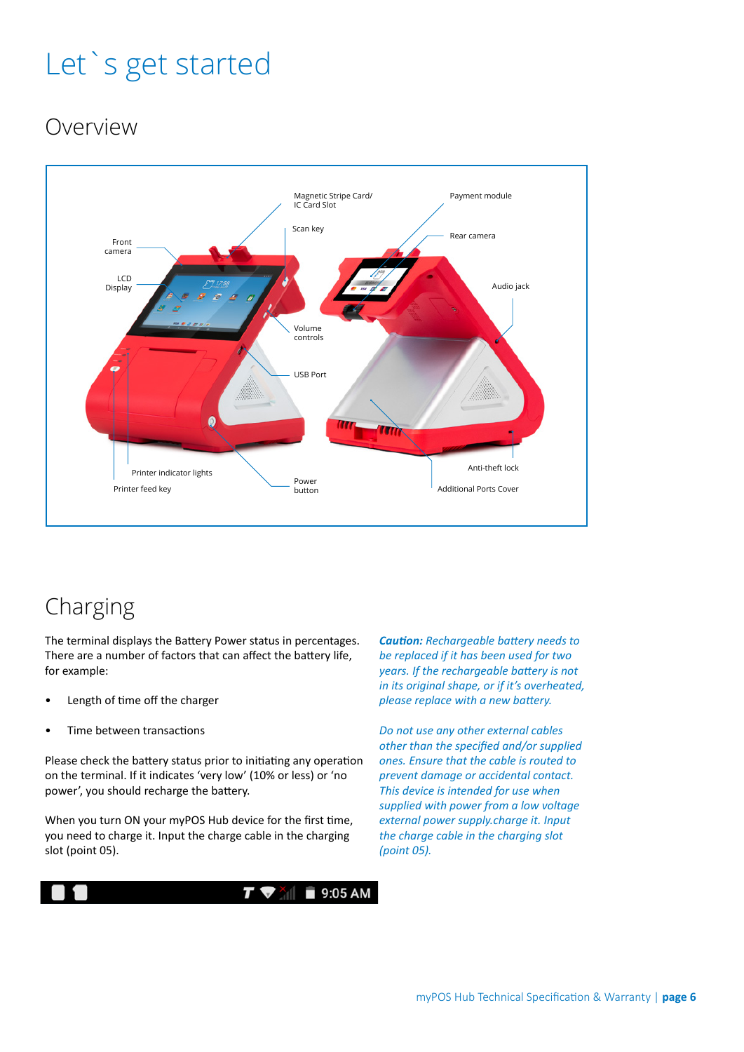# Let`s get started

## Overview

Magnetic Stripe Card/
IC Card Slot

Payment module

Scan key

Rear camera

Front camera

LCD Display

Audio jack

Volume controls

USB Port

Printer indicator lights

Printer feed key

Power button

Anti-theft lock

Additional Ports Cover

## Charging

The terminal displays the Battery Power status in percentages. There are a number of factors that can affect the battery life, for example:

- Length of time off the charger
- Time between transactions

Please check the battery status prior to initiating any operation on the terminal. If it indicates 'very low' (10% or less) or 'no power', you should recharge the battery.

When you turn ON your myPOS Hub device for the first time, you need to charge it. Input the charge cable in the charging slot (point 05).

*__Caution:__ Rechargeable battery needs to be replaced if it has been used for two years. If the rechargeable battery is not in its original shape, or if it's overheated, please replace with a new battery.*

*Do not use any other external cables other than the specified and/or supplied ones. Ensure that the cable is routed to prevent damage or accidental contact. This device is intended for use when supplied with power from a low voltage external power supply.charge it. Input the charge cable in the charging slot (point 05).*

9:05 AM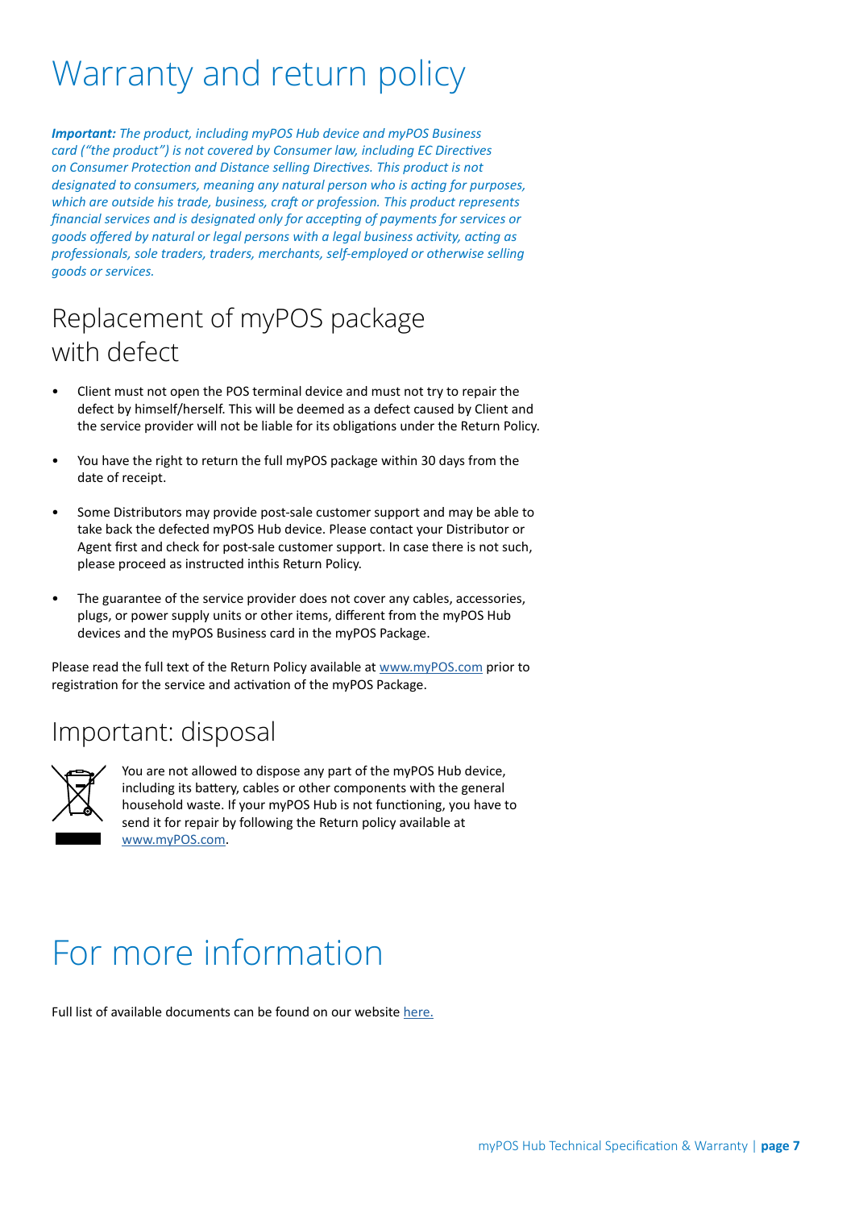# Warranty and return policy

***Important:*** *The product, including myPOS Hub device and myPOS Business card ("the product") is not covered by Consumer law, including EC Directives on Consumer Protection and Distance selling Directives. This product is not designated to consumers, meaning any natural person who is acting for purposes, which are outside his trade, business, craft or profession. This product represents financial services and is designated only for accepting of payments for services or goods offered by natural or legal persons with a legal business activity, acting as professionals, sole traders, traders, merchants, self-employed or otherwise selling goods or services.*

## Replacement of myPOS package with defect

- Client must not open the POS terminal device and must not try to repair the defect by himself/herself. This will be deemed as a defect caused by Client and the service provider will not be liable for its obligations under the Return Policy.
- You have the right to return the full myPOS package within 30 days from the date of receipt.
- Some Distributors may provide post-sale customer support and may be able to take back the defected myPOS Hub device. Please contact your Distributor or Agent first and check for post-sale customer support. In case there is not such, please proceed as instructed inthis Return Policy.
- The guarantee of the service provider does not cover any cables, accessories, plugs, or power supply units or other items, different from the myPOS Hub devices and the myPOS Business card in the myPOS Package.

Please read the full text of the Return Policy available at www.myPOS.com prior to registration for the service and activation of the myPOS Package.

## Important: disposal

You are not allowed to dispose any part of the myPOS Hub device, including its battery, cables or other components with the general household waste. If your myPOS Hub is not functioning, you have to send it for repair by following the Return policy available at www.myPOS.com.

# For more information

Full list of available documents can be found on our website here.